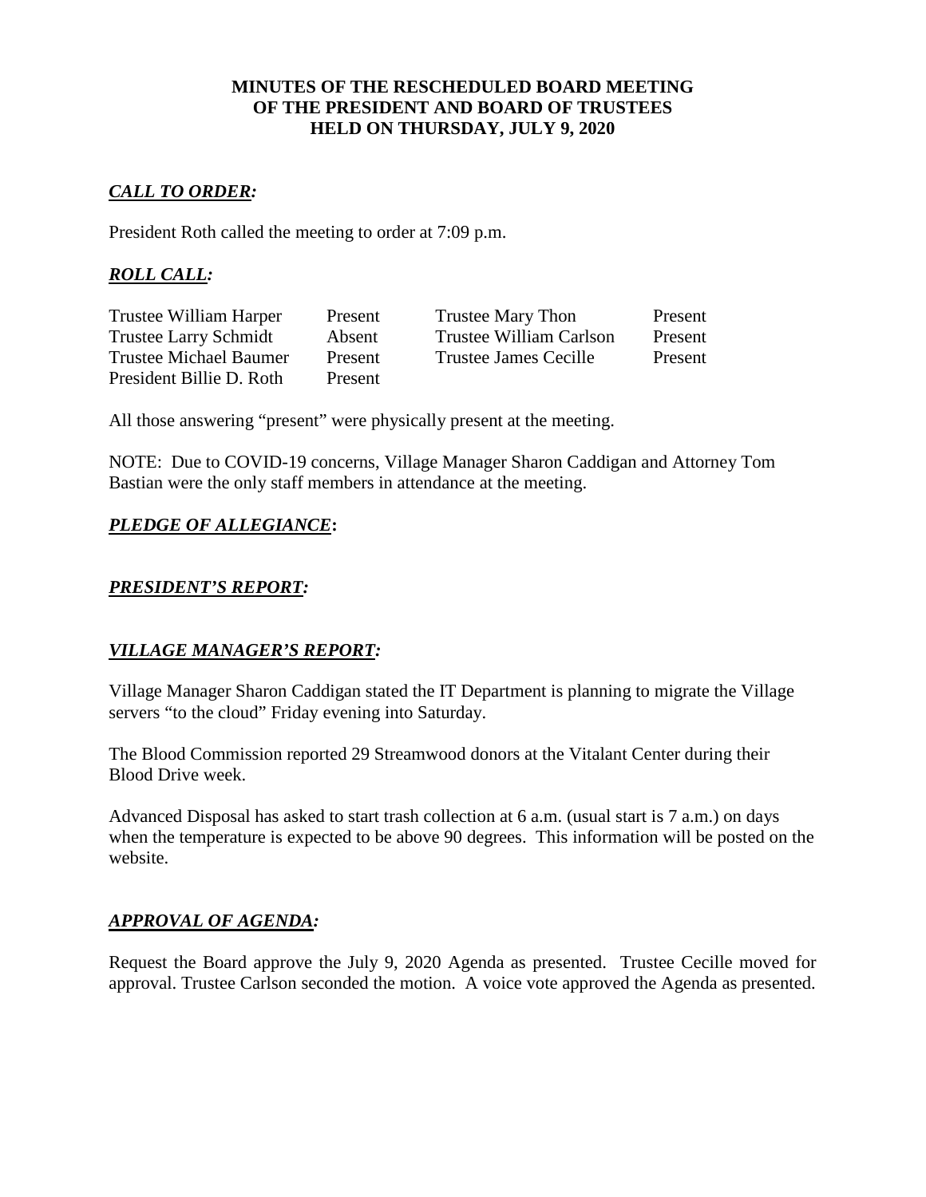**MINUTES OF THE RESCHEDULED BOARD MEETING**
**OF THE PRESIDENT AND BOARD OF TRUSTEES**
**HELD ON THURSDAY, JULY 9, 2020**

## ***CALL TO ORDER:***

President Roth called the meeting to order at 7:09 p.m.

## ***ROLL CALL:***

| | | | |
|---|---|---|---|
| Trustee William Harper | Present | Trustee Mary Thon | Present |
| Trustee Larry Schmidt | Absent | Trustee William Carlson | Present |
| Trustee Michael Baumer | Present | Trustee James Cecille | Present |
| President Billie D. Roth | Present | | |

All those answering "present" were physically present at the meeting.

NOTE: Due to COVID-19 concerns, Village Manager Sharon Caddigan and Attorney Tom Bastian were the only staff members in attendance at the meeting.

## ***PLEDGE OF ALLEGIANCE*:**

## ***PRESIDENT'S REPORT:***

## ***VILLAGE MANAGER'S REPORT:***

Village Manager Sharon Caddigan stated the IT Department is planning to migrate the Village servers "to the cloud" Friday evening into Saturday.

The Blood Commission reported 29 Streamwood donors at the Vitalant Center during their Blood Drive week.

Advanced Disposal has asked to start trash collection at 6 a.m. (usual start is 7 a.m.) on days when the temperature is expected to be above 90 degrees. This information will be posted on the website.

## ***APPROVAL OF AGENDA:***

Request the Board approve the July 9, 2020 Agenda as presented. Trustee Cecille moved for approval. Trustee Carlson seconded the motion. A voice vote approved the Agenda as presented.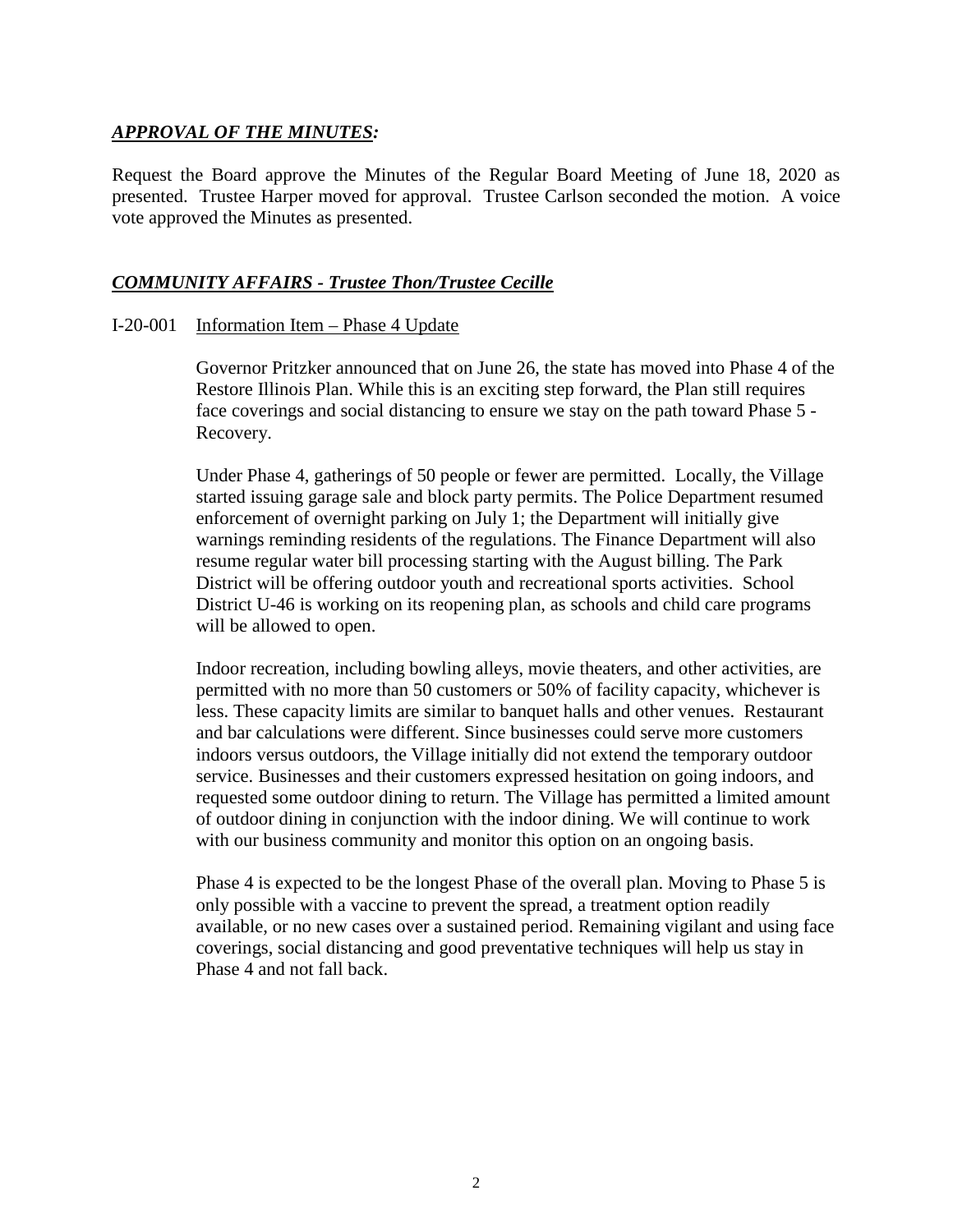***APPROVAL OF THE MINUTES:***

Request the Board approve the Minutes of the Regular Board Meeting of June 18, 2020 as presented. Trustee Harper moved for approval. Trustee Carlson seconded the motion. A voice vote approved the Minutes as presented.

***COMMUNITY AFFAIRS - Trustee Thon/Trustee Cecille***

I-20-001 Information Item – Phase 4 Update

Governor Pritzker announced that on June 26, the state has moved into Phase 4 of the Restore Illinois Plan. While this is an exciting step forward, the Plan still requires face coverings and social distancing to ensure we stay on the path toward Phase 5 - Recovery.

Under Phase 4, gatherings of 50 people or fewer are permitted. Locally, the Village started issuing garage sale and block party permits. The Police Department resumed enforcement of overnight parking on July 1; the Department will initially give warnings reminding residents of the regulations. The Finance Department will also resume regular water bill processing starting with the August billing. The Park District will be offering outdoor youth and recreational sports activities. School District U-46 is working on its reopening plan, as schools and child care programs will be allowed to open.

Indoor recreation, including bowling alleys, movie theaters, and other activities, are permitted with no more than 50 customers or 50% of facility capacity, whichever is less. These capacity limits are similar to banquet halls and other venues. Restaurant and bar calculations were different. Since businesses could serve more customers indoors versus outdoors, the Village initially did not extend the temporary outdoor service. Businesses and their customers expressed hesitation on going indoors, and requested some outdoor dining to return. The Village has permitted a limited amount of outdoor dining in conjunction with the indoor dining. We will continue to work with our business community and monitor this option on an ongoing basis.

Phase 4 is expected to be the longest Phase of the overall plan. Moving to Phase 5 is only possible with a vaccine to prevent the spread, a treatment option readily available, or no new cases over a sustained period. Remaining vigilant and using face coverings, social distancing and good preventative techniques will help us stay in Phase 4 and not fall back.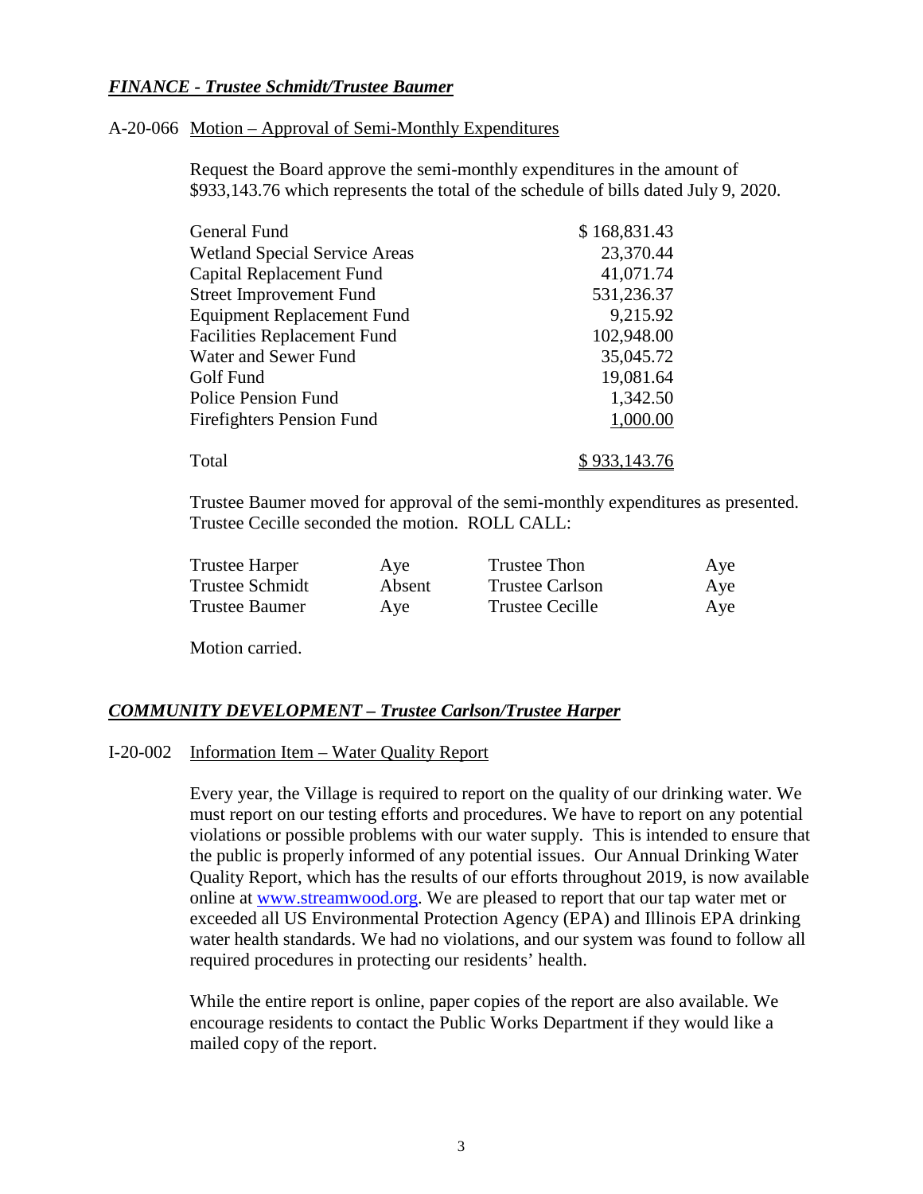***FINANCE - Trustee Schmidt/Trustee Baumer***

A-20-066 Motion – Approval of Semi-Monthly Expenditures

Request the Board approve the semi-monthly expenditures in the amount of $933,143.76 which represents the total of the schedule of bills dated July 9, 2020.

| | |
|---|---|
| General Fund | $ 168,831.43 |
| Wetland Special Service Areas | 23,370.44 |
| Capital Replacement Fund | 41,071.74 |
| Street Improvement Fund | 531,236.37 |
| Equipment Replacement Fund | 9,215.92 |
| Facilities Replacement Fund | 102,948.00 |
| Water and Sewer Fund | 35,045.72 |
| Golf Fund | 19,081.64 |
| Police Pension Fund | 1,342.50 |
| Firefighters Pension Fund | 1,000.00 |
| Total | $ 933,143.76 |

Trustee Baumer moved for approval of the semi-monthly expenditures as presented. Trustee Cecille seconded the motion. ROLL CALL:

| | | | |
|---|---|---|---|
| Trustee Harper | Aye | Trustee Thon | Aye |
| Trustee Schmidt | Absent | Trustee Carlson | Aye |
| Trustee Baumer | Aye | Trustee Cecille | Aye |

Motion carried.

***COMMUNITY DEVELOPMENT – Trustee Carlson/Trustee Harper***

I-20-002 Information Item – Water Quality Report

Every year, the Village is required to report on the quality of our drinking water. We must report on our testing efforts and procedures. We have to report on any potential violations or possible problems with our water supply. This is intended to ensure that the public is properly informed of any potential issues. Our Annual Drinking Water Quality Report, which has the results of our efforts throughout 2019, is now available online at www.streamwood.org. We are pleased to report that our tap water met or exceeded all US Environmental Protection Agency (EPA) and Illinois EPA drinking water health standards. We had no violations, and our system was found to follow all required procedures in protecting our residents' health.

While the entire report is online, paper copies of the report are also available. We encourage residents to contact the Public Works Department if they would like a mailed copy of the report.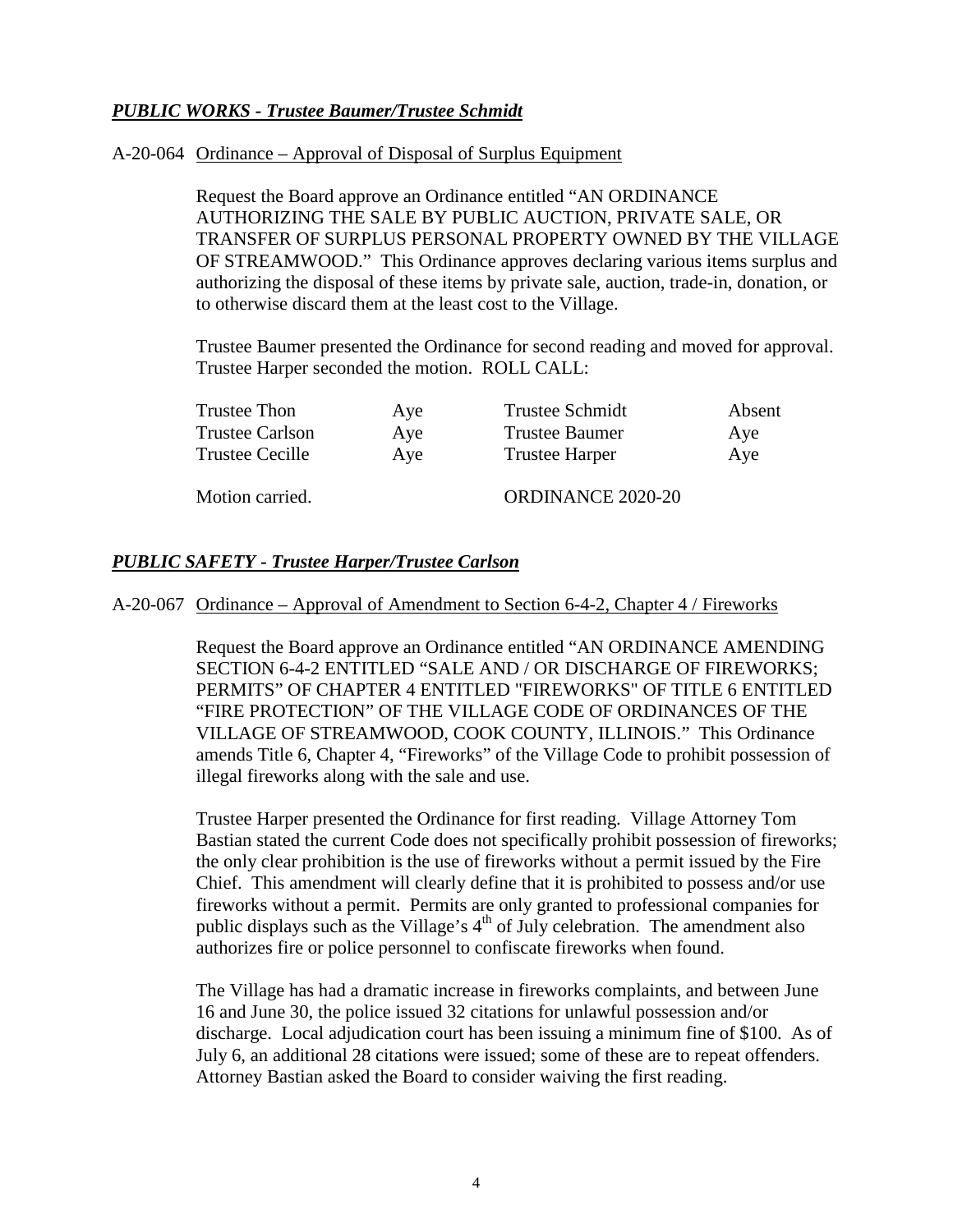***PUBLIC WORKS - Trustee Baumer/Trustee Schmidt***

A-20-064 Ordinance – Approval of Disposal of Surplus Equipment

Request the Board approve an Ordinance entitled "AN ORDINANCE AUTHORIZING THE SALE BY PUBLIC AUCTION, PRIVATE SALE, OR TRANSFER OF SURPLUS PERSONAL PROPERTY OWNED BY THE VILLAGE OF STREAMWOOD." This Ordinance approves declaring various items surplus and authorizing the disposal of these items by private sale, auction, trade-in, donation, or to otherwise discard them at the least cost to the Village.

Trustee Baumer presented the Ordinance for second reading and moved for approval. Trustee Harper seconded the motion. ROLL CALL:

| | | | |
|---|---|---|---|
| Trustee Thon | Aye | Trustee Schmidt | Absent |
| Trustee Carlson | Aye | Trustee Baumer | Aye |
| Trustee Cecille | Aye | Trustee Harper | Aye |

Motion carried. ORDINANCE 2020-20

***PUBLIC SAFETY - Trustee Harper/Trustee Carlson***

A-20-067 Ordinance – Approval of Amendment to Section 6-4-2, Chapter 4 / Fireworks

Request the Board approve an Ordinance entitled "AN ORDINANCE AMENDING SECTION 6-4-2 ENTITLED "SALE AND / OR DISCHARGE OF FIREWORKS; PERMITS" OF CHAPTER 4 ENTITLED "FIREWORKS" OF TITLE 6 ENTITLED "FIRE PROTECTION" OF THE VILLAGE CODE OF ORDINANCES OF THE VILLAGE OF STREAMWOOD, COOK COUNTY, ILLINOIS." This Ordinance amends Title 6, Chapter 4, "Fireworks" of the Village Code to prohibit possession of illegal fireworks along with the sale and use.

Trustee Harper presented the Ordinance for first reading. Village Attorney Tom Bastian stated the current Code does not specifically prohibit possession of fireworks; the only clear prohibition is the use of fireworks without a permit issued by the Fire Chief. This amendment will clearly define that it is prohibited to possess and/or use fireworks without a permit. Permits are only granted to professional companies for public displays such as the Village's 4th of July celebration. The amendment also authorizes fire or police personnel to confiscate fireworks when found.

The Village has had a dramatic increase in fireworks complaints, and between June 16 and June 30, the police issued 32 citations for unlawful possession and/or discharge. Local adjudication court has been issuing a minimum fine of $100. As of July 6, an additional 28 citations were issued; some of these are to repeat offenders. Attorney Bastian asked the Board to consider waiving the first reading.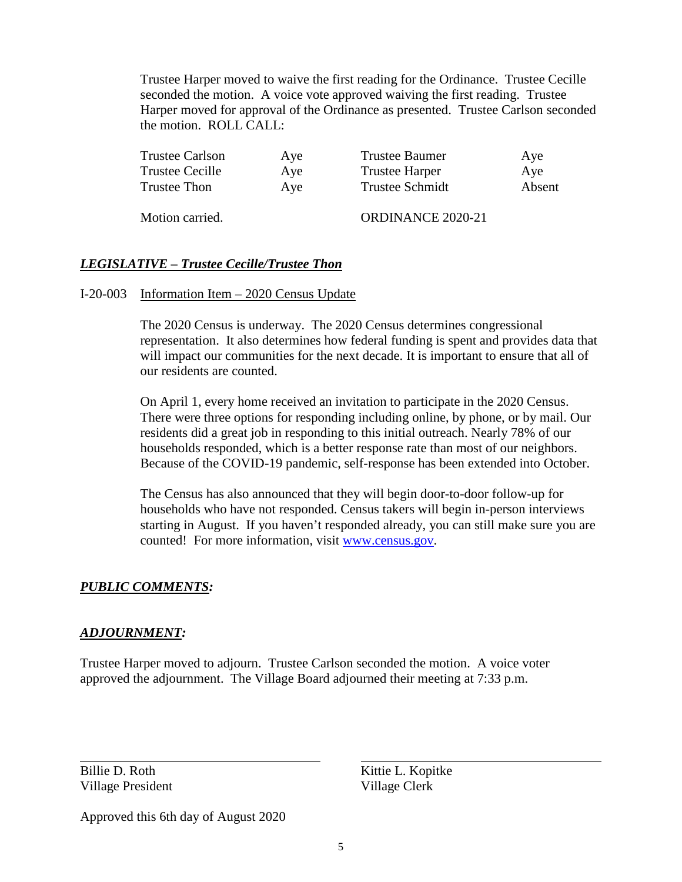Trustee Harper moved to waive the first reading for the Ordinance. Trustee Cecille seconded the motion. A voice vote approved waiving the first reading. Trustee Harper moved for approval of the Ordinance as presented. Trustee Carlson seconded the motion. ROLL CALL:

| | | | |
|---|---|---|---|
| Trustee Carlson | Aye | Trustee Baumer | Aye |
| Trustee Cecille | Aye | Trustee Harper | Aye |
| Trustee Thon | Aye | Trustee Schmidt | Absent |

Motion carried. ORDINANCE 2020-21

***LEGISLATIVE – Trustee Cecille/Trustee Thon***

I-20-003 Information Item – 2020 Census Update

The 2020 Census is underway. The 2020 Census determines congressional representation. It also determines how federal funding is spent and provides data that will impact our communities for the next decade. It is important to ensure that all of our residents are counted.

On April 1, every home received an invitation to participate in the 2020 Census. There were three options for responding including online, by phone, or by mail. Our residents did a great job in responding to this initial outreach. Nearly 78% of our households responded, which is a better response rate than most of our neighbors. Because of the COVID-19 pandemic, self-response has been extended into October.

The Census has also announced that they will begin door-to-door follow-up for households who have not responded. Census takers will begin in-person interviews starting in August. If you haven't responded already, you can still make sure you are counted! For more information, visit www.census.gov.

***PUBLIC COMMENTS:***

***ADJOURNMENT:***

Trustee Harper moved to adjourn. Trustee Carlson seconded the motion. A voice voter approved the adjournment. The Village Board adjourned their meeting at 7:33 p.m.

Billie D. Roth
Village President

Kittie L. Kopitke
Village Clerk

Approved this 6th day of August 2020